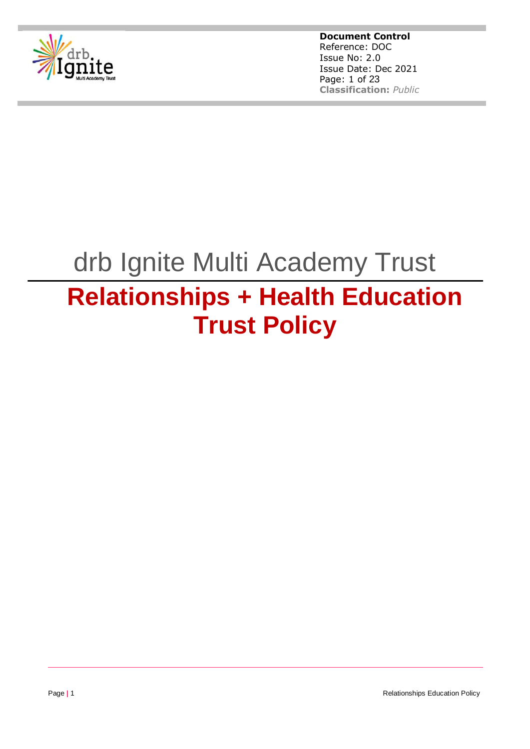**Document Control**
Reference: DOC
Issue No: 2.0
Issue Date: Dec 2021
Page: 1 of 23
**Classification:** *Public*

# drb Ignite Multi Academy Trust

# Relationships + Health Education Trust Policy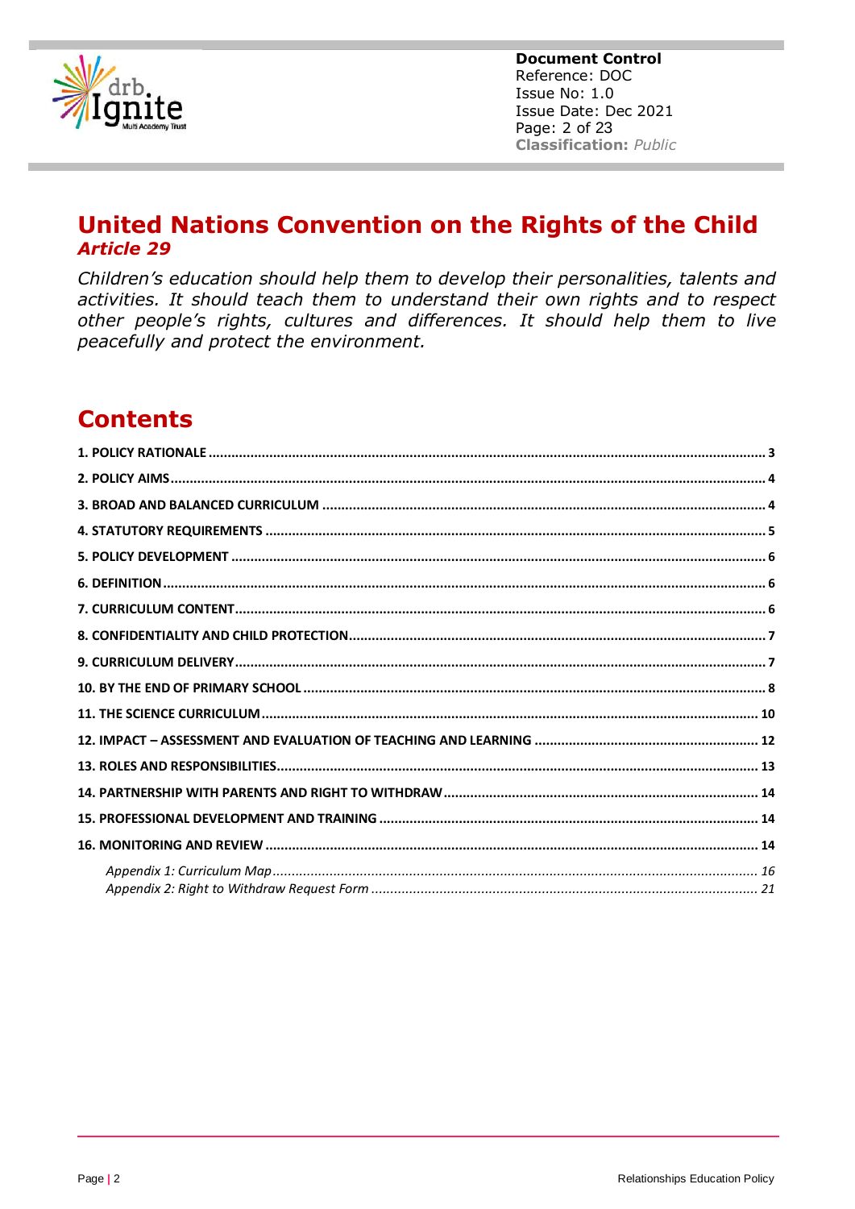# United Nations Convention on the Rights of the Child

## *Article 29*

*Children's education should help them to develop their personalities, talents and activities. It should teach them to understand their own rights and to respect other people's rights, cultures and differences. It should help them to live peacefully and protect the environment.*

## Contents

**1. POLICY RATIONALE** ........ 3
**2. POLICY AIMS** ........ 4
**3. BROAD AND BALANCED CURRICULUM** ........ 4
**4. STATUTORY REQUIREMENTS** ........ 5
**5. POLICY DEVELOPMENT** ........ 6
**6. DEFINITION** ........ 6
**7. CURRICULUM CONTENT** ........ 6
**8. CONFIDENTIALITY AND CHILD PROTECTION** ........ 7
**9. CURRICULUM DELIVERY** ........ 7
**10. BY THE END OF PRIMARY SCHOOL** ........ 8
**11. THE SCIENCE CURRICULUM** ........ 10
**12. IMPACT – ASSESSMENT AND EVALUATION OF TEACHING AND LEARNING** ........ 12
**13. ROLES AND RESPONSIBILITIES** ........ 13
**14. PARTNERSHIP WITH PARENTS AND RIGHT TO WITHDRAW** ........ 14
**15. PROFESSIONAL DEVELOPMENT AND TRAINING** ........ 14
**16. MONITORING AND REVIEW** ........ 14

*Appendix 1: Curriculum Map* ........ 16
*Appendix 2: Right to Withdraw Request Form* ........ 21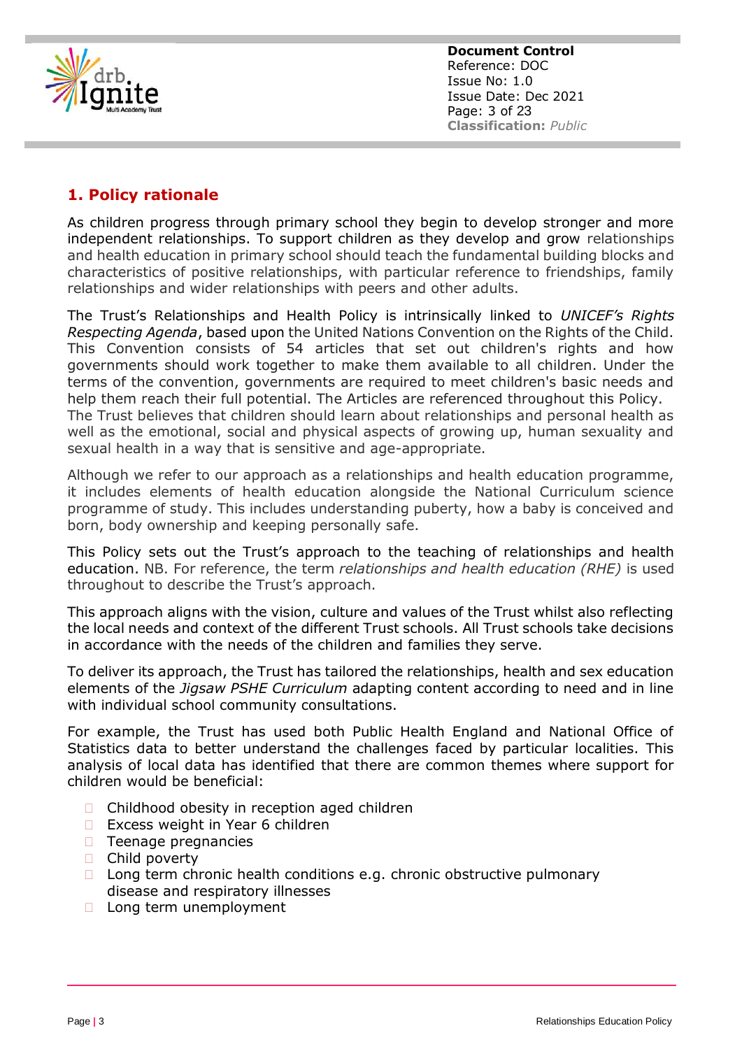## 1. Policy rationale

As children progress through primary school they begin to develop stronger and more independent relationships. To support children as they develop and grow relationships and health education in primary school should teach the fundamental building blocks and characteristics of positive relationships, with particular reference to friendships, family relationships and wider relationships with peers and other adults.

The Trust's Relationships and Health Policy is intrinsically linked to *UNICEF's Rights Respecting Agenda*, based upon the United Nations Convention on the Rights of the Child. This Convention consists of 54 articles that set out children's rights and how governments should work together to make them available to all children. Under the terms of the convention, governments are required to meet children's basic needs and help them reach their full potential. The Articles are referenced throughout this Policy. The Trust believes that children should learn about relationships and personal health as well as the emotional, social and physical aspects of growing up, human sexuality and sexual health in a way that is sensitive and age-appropriate.

Although we refer to our approach as a relationships and health education programme, it includes elements of health education alongside the National Curriculum science programme of study. This includes understanding puberty, how a baby is conceived and born, body ownership and keeping personally safe.

This Policy sets out the Trust's approach to the teaching of relationships and health education. NB. For reference, the term *relationships and health education (RHE)* is used throughout to describe the Trust's approach.

This approach aligns with the vision, culture and values of the Trust whilst also reflecting the local needs and context of the different Trust schools. All Trust schools take decisions in accordance with the needs of the children and families they serve.

To deliver its approach, the Trust has tailored the relationships, health and sex education elements of the *Jigsaw PSHE Curriculum* adapting content according to need and in line with individual school community consultations.

For example, the Trust has used both Public Health England and National Office of Statistics data to better understand the challenges faced by particular localities. This analysis of local data has identified that there are common themes where support for children would be beneficial:

- Childhood obesity in reception aged children
- Excess weight in Year 6 children
- Teenage pregnancies
- Child poverty
- Long term chronic health conditions e.g. chronic obstructive pulmonary disease and respiratory illnesses
- Long term unemployment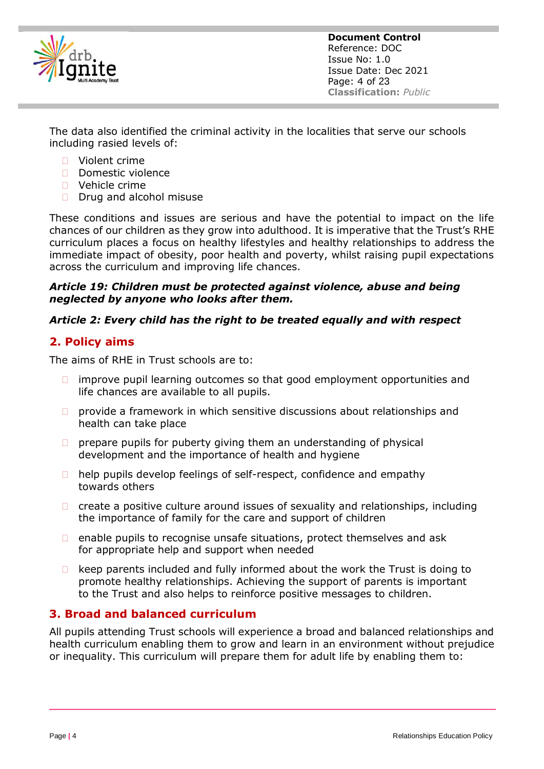The data also identified the criminal activity in the localities that serve our schools including rasied levels of:

- Violent crime
- Domestic violence
- Vehicle crime
- Drug and alcohol misuse

These conditions and issues are serious and have the potential to impact on the life chances of our children as they grow into adulthood. It is imperative that the Trust's RHE curriculum places a focus on healthy lifestyles and healthy relationships to address the immediate impact of obesity, poor health and poverty, whilst raising pupil expectations across the curriculum and improving life chances.

***Article 19: Children must be protected against violence, abuse and being neglected by anyone who looks after them.***

***Article 2: Every child has the right to be treated equally and with respect***

## 2. Policy aims

The aims of RHE in Trust schools are to:

- improve pupil learning outcomes so that good employment opportunities and life chances are available to all pupils.
- provide a framework in which sensitive discussions about relationships and health can take place
- prepare pupils for puberty giving them an understanding of physical development and the importance of health and hygiene
- help pupils develop feelings of self-respect, confidence and empathy towards others
- create a positive culture around issues of sexuality and relationships, including the importance of family for the care and support of children
- enable pupils to recognise unsafe situations, protect themselves and ask for appropriate help and support when needed
- keep parents included and fully informed about the work the Trust is doing to promote healthy relationships. Achieving the support of parents is important to the Trust and also helps to reinforce positive messages to children.

## 3. Broad and balanced curriculum

All pupils attending Trust schools will experience a broad and balanced relationships and health curriculum enabling them to grow and learn in an environment without prejudice or inequality. This curriculum will prepare them for adult life by enabling them to: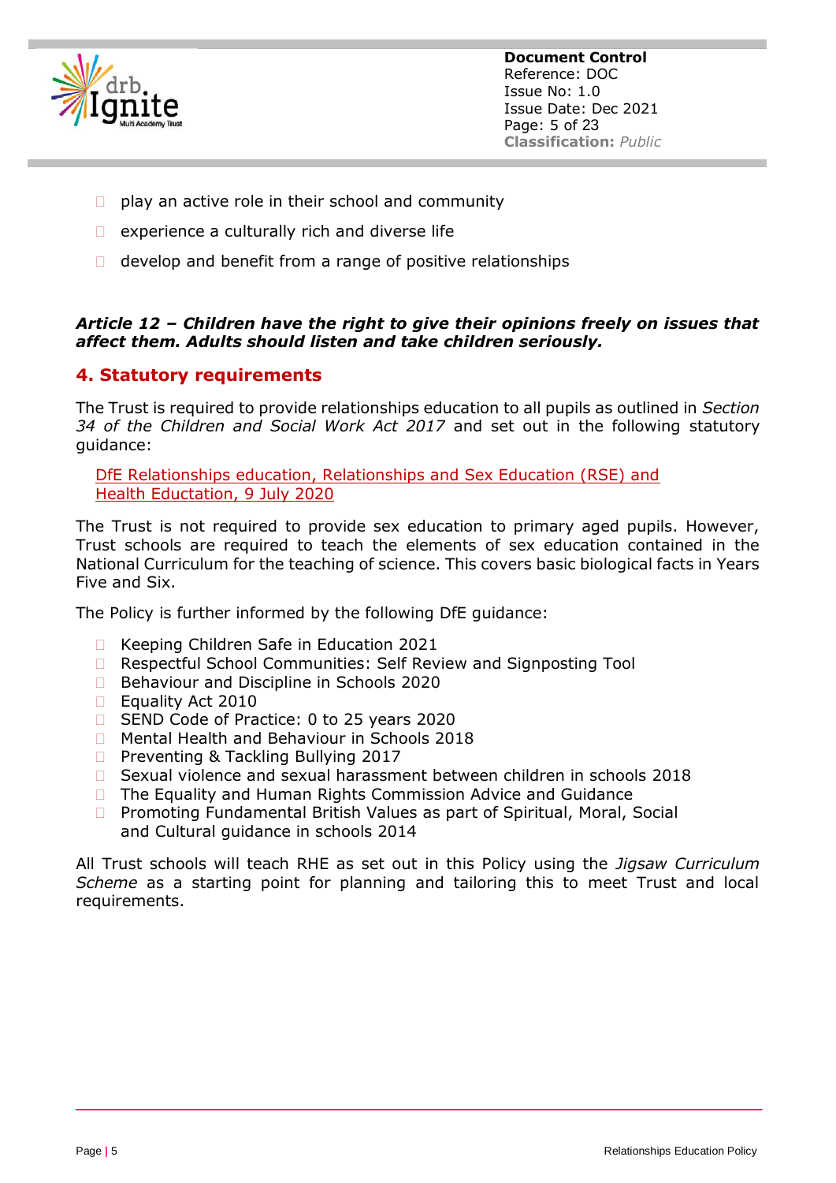- play an active role in their school and community
- experience a culturally rich and diverse life
- develop and benefit from a range of positive relationships

***Article 12 – Children have the right to give their opinions freely on issues that affect them. Adults should listen and take children seriously.***

## 4. Statutory requirements

The Trust is required to provide relationships education to all pupils as outlined in *Section 34 of the Children and Social Work Act 2017* and set out in the following statutory guidance:

DfE Relationships education, Relationships and Sex Education (RSE) and Health Eductation, 9 July 2020

The Trust is not required to provide sex education to primary aged pupils. However, Trust schools are required to teach the elements of sex education contained in the National Curriculum for the teaching of science. This covers basic biological facts in Years Five and Six.

The Policy is further informed by the following DfE guidance:

- Keeping Children Safe in Education 2021
- Respectful School Communities: Self Review and Signposting Tool
- Behaviour and Discipline in Schools 2020
- Equality Act 2010
- SEND Code of Practice: 0 to 25 years 2020
- Mental Health and Behaviour in Schools 2018
- Preventing & Tackling Bullying 2017
- Sexual violence and sexual harassment between children in schools 2018
- The Equality and Human Rights Commission Advice and Guidance
- Promoting Fundamental British Values as part of Spiritual, Moral, Social and Cultural guidance in schools 2014

All Trust schools will teach RHE as set out in this Policy using the *Jigsaw Curriculum Scheme* as a starting point for planning and tailoring this to meet Trust and local requirements.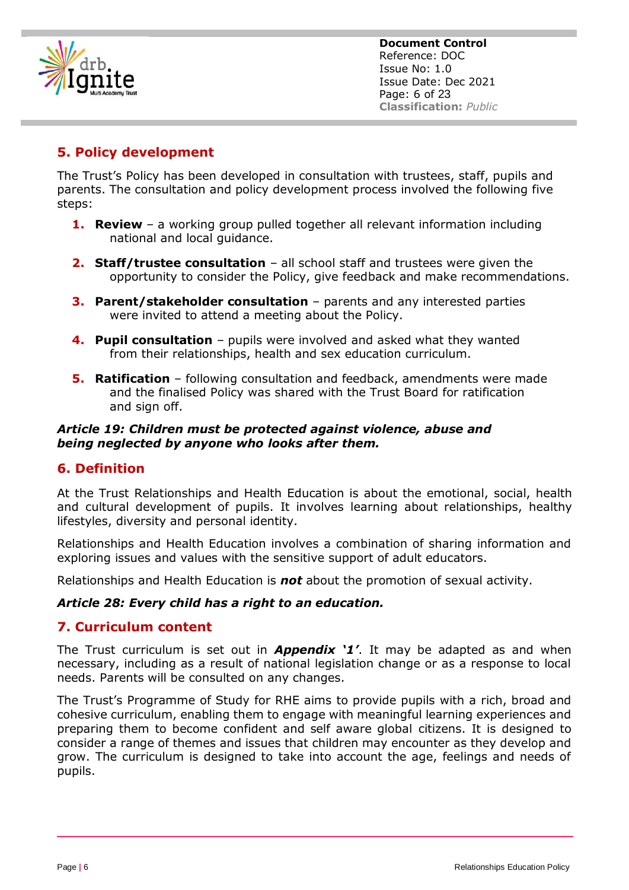## 5. Policy development

The Trust's Policy has been developed in consultation with trustees, staff, pupils and parents. The consultation and policy development process involved the following five steps:

1. **Review** – a working group pulled together all relevant information including national and local guidance.
2. **Staff/trustee consultation** – all school staff and trustees were given the opportunity to consider the Policy, give feedback and make recommendations.
3. **Parent/stakeholder consultation** – parents and any interested parties were invited to attend a meeting about the Policy.
4. **Pupil consultation** – pupils were involved and asked what they wanted from their relationships, health and sex education curriculum.
5. **Ratification** – following consultation and feedback, amendments were made and the finalised Policy was shared with the Trust Board for ratification and sign off.

***Article 19: Children must be protected against violence, abuse and being neglected by anyone who looks after them.***

## 6. Definition

At the Trust Relationships and Health Education is about the emotional, social, health and cultural development of pupils. It involves learning about relationships, healthy lifestyles, diversity and personal identity.

Relationships and Health Education involves a combination of sharing information and exploring issues and values with the sensitive support of adult educators.

Relationships and Health Education is ***not*** about the promotion of sexual activity.

***Article 28: Every child has a right to an education.***

## 7. Curriculum content

The Trust curriculum is set out in ***Appendix '1'***. It may be adapted as and when necessary, including as a result of national legislation change or as a response to local needs. Parents will be consulted on any changes.

The Trust's Programme of Study for RHE aims to provide pupils with a rich, broad and cohesive curriculum, enabling them to engage with meaningful learning experiences and preparing them to become confident and self aware global citizens. It is designed to consider a range of themes and issues that children may encounter as they develop and grow. The curriculum is designed to take into account the age, feelings and needs of pupils.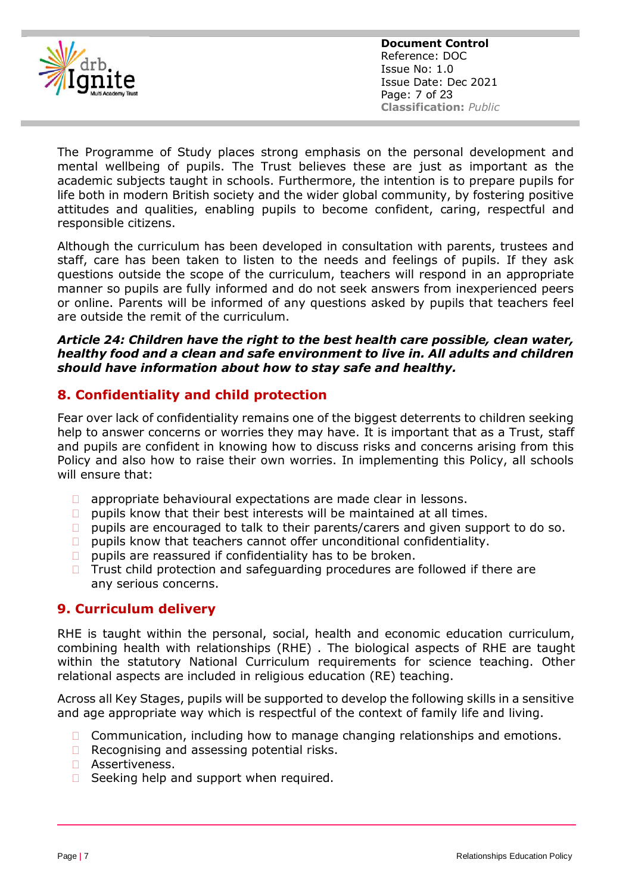The Programme of Study places strong emphasis on the personal development and mental wellbeing of pupils. The Trust believes these are just as important as the academic subjects taught in schools. Furthermore, the intention is to prepare pupils for life both in modern British society and the wider global community, by fostering positive attitudes and qualities, enabling pupils to become confident, caring, respectful and responsible citizens.

Although the curriculum has been developed in consultation with parents, trustees and staff, care has been taken to listen to the needs and feelings of pupils. If they ask questions outside the scope of the curriculum, teachers will respond in an appropriate manner so pupils are fully informed and do not seek answers from inexperienced peers or online. Parents will be informed of any questions asked by pupils that teachers feel are outside the remit of the curriculum.

***Article 24: Children have the right to the best health care possible, clean water, healthy food and a clean and safe environment to live in. All adults and children should have information about how to stay safe and healthy.***

## 8. Confidentiality and child protection

Fear over lack of confidentiality remains one of the biggest deterrents to children seeking help to answer concerns or worries they may have. It is important that as a Trust, staff and pupils are confident in knowing how to discuss risks and concerns arising from this Policy and also how to raise their own worries. In implementing this Policy, all schools will ensure that:

- appropriate behavioural expectations are made clear in lessons.
- pupils know that their best interests will be maintained at all times.
- pupils are encouraged to talk to their parents/carers and given support to do so.
- pupils know that teachers cannot offer unconditional confidentiality.
- pupils are reassured if confidentiality has to be broken.
- Trust child protection and safeguarding procedures are followed if there are any serious concerns.

## 9. Curriculum delivery

RHE is taught within the personal, social, health and economic education curriculum, combining health with relationships (RHE) . The biological aspects of RHE are taught within the statutory National Curriculum requirements for science teaching. Other relational aspects are included in religious education (RE) teaching.

Across all Key Stages, pupils will be supported to develop the following skills in a sensitive and age appropriate way which is respectful of the context of family life and living.

- Communication, including how to manage changing relationships and emotions.
- Recognising and assessing potential risks.
- Assertiveness.
- Seeking help and support when required.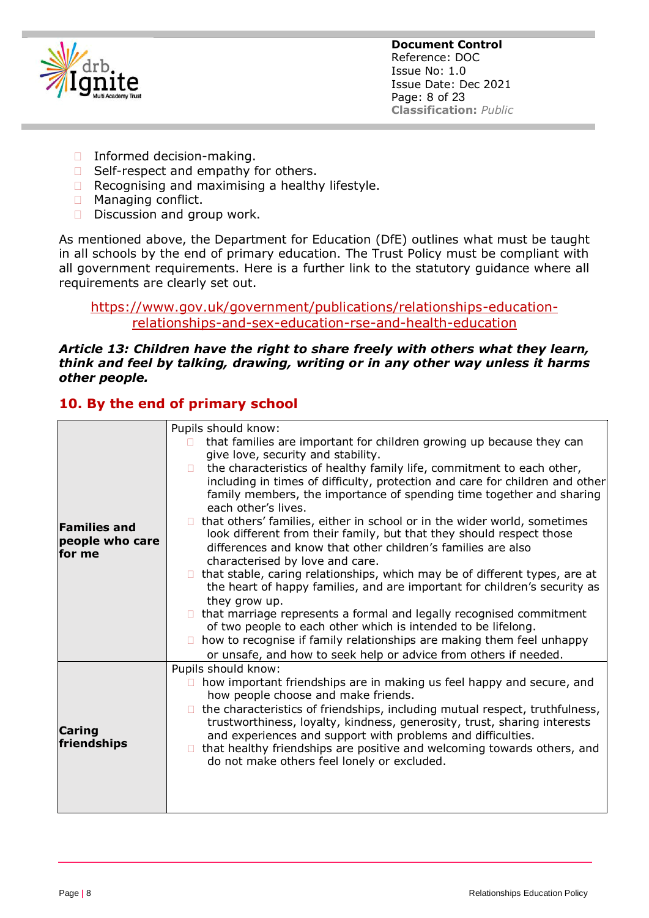- Informed decision-making.
- Self-respect and empathy for others.
- Recognising and maximising a healthy lifestyle.
- Managing conflict.
- Discussion and group work.

As mentioned above, the Department for Education (DfE) outlines what must be taught in all schools by the end of primary education. The Trust Policy must be compliant with all government requirements. Here is a further link to the statutory guidance where all requirements are clearly set out.

https://www.gov.uk/government/publications/relationships-education-relationships-and-sex-education-rse-and-health-education

***Article 13: Children have the right to share freely with others what they learn, think and feel by talking, drawing, writing or in any other way unless it harms other people.***

## 10. By the end of primary school

| | |
|---|---|
| **Families and people who care for me** | Pupils should know:<br>- that families are important for children growing up because they can give love, security and stability.<br>- the characteristics of healthy family life, commitment to each other, including in times of difficulty, protection and care for children and other family members, the importance of spending time together and sharing each other's lives.<br>- that others' families, either in school or in the wider world, sometimes look different from their family, but that they should respect those differences and know that other children's families are also characterised by love and care.<br>- that stable, caring relationships, which may be of different types, are at the heart of happy families, and are important for children's security as they grow up.<br>- that marriage represents a formal and legally recognised commitment of two people to each other which is intended to be lifelong.<br>- how to recognise if family relationships are making them feel unhappy or unsafe, and how to seek help or advice from others if needed. |
| **Caring friendships** | Pupils should know:<br>- how important friendships are in making us feel happy and secure, and how people choose and make friends.<br>- the characteristics of friendships, including mutual respect, truthfulness, trustworthiness, loyalty, kindness, generosity, trust, sharing interests and experiences and support with problems and difficulties.<br>- that healthy friendships are positive and welcoming towards others, and do not make others feel lonely or excluded. |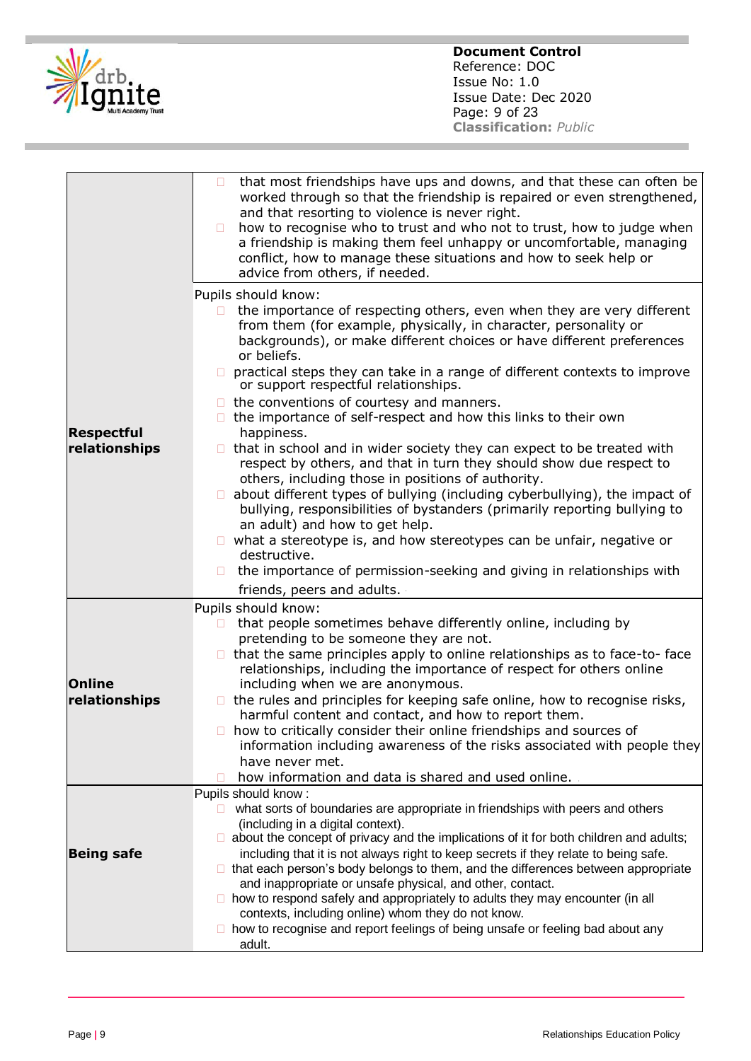| | |
|---|---|
| | • that most friendships have ups and downs, and that these can often be worked through so that the friendship is repaired or even strengthened, and that resorting to violence is never right.<br>• how to recognise who to trust and who not to trust, how to judge when a friendship is making them feel unhappy or uncomfortable, managing conflict, how to manage these situations and how to seek help or advice from others, if needed. |
| **Respectful relationships** | Pupils should know:<br>• the importance of respecting others, even when they are very different from them (for example, physically, in character, personality or backgrounds), or make different choices or have different preferences or beliefs.<br>• practical steps they can take in a range of different contexts to improve or support respectful relationships.<br>• the conventions of courtesy and manners.<br>• the importance of self-respect and how this links to their own happiness.<br>• that in school and in wider society they can expect to be treated with respect by others, and that in turn they should show due respect to others, including those in positions of authority.<br>• about different types of bullying (including cyberbullying), the impact of bullying, responsibilities of bystanders (primarily reporting bullying to an adult) and how to get help.<br>• what a stereotype is, and how stereotypes can be unfair, negative or destructive.<br>• the importance of permission-seeking and giving in relationships with friends, peers and adults. |
| **Online relationships** | Pupils should know:<br>• that people sometimes behave differently online, including by pretending to be someone they are not.<br>• that the same principles apply to online relationships as to face-to- face relationships, including the importance of respect for others online including when we are anonymous.<br>• the rules and principles for keeping safe online, how to recognise risks, harmful content and contact, and how to report them.<br>• how to critically consider their online friendships and sources of information including awareness of the risks associated with people they have never met.<br>• how information and data is shared and used online. |
| **Being safe** | Pupils should know :<br>• what sorts of boundaries are appropriate in friendships with peers and others (including in a digital context).<br>• about the concept of privacy and the implications of it for both children and adults; including that it is not always right to keep secrets if they relate to being safe.<br>• that each person's body belongs to them, and the differences between appropriate and inappropriate or unsafe physical, and other, contact.<br>• how to respond safely and appropriately to adults they may encounter (in all contexts, including online) whom they do not know.<br>• how to recognise and report feelings of being unsafe or feeling bad about any adult. |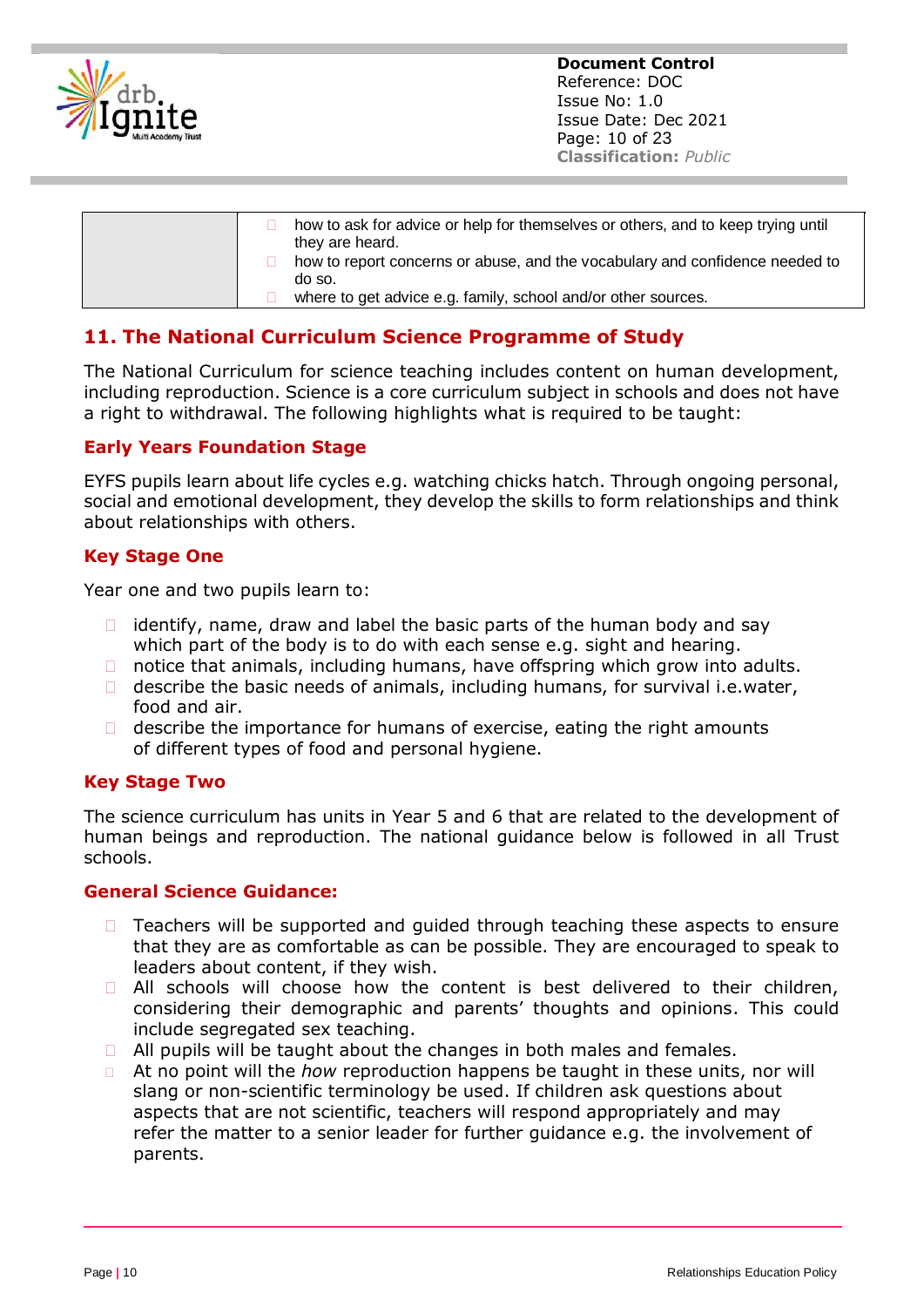|  | - how to ask for advice or help for themselves or others, and to keep trying until they are heard.<br>- how to report concerns or abuse, and the vocabulary and confidence needed to do so.<br>- where to get advice e.g. family, school and/or other sources. |
|---|---|

## 11. The National Curriculum Science Programme of Study

The National Curriculum for science teaching includes content on human development, including reproduction. Science is a core curriculum subject in schools and does not have a right to withdrawal. The following highlights what is required to be taught:

### Early Years Foundation Stage

EYFS pupils learn about life cycles e.g. watching chicks hatch. Through ongoing personal, social and emotional development, they develop the skills to form relationships and think about relationships with others.

### Key Stage One

Year one and two pupils learn to:

- identify, name, draw and label the basic parts of the human body and say which part of the body is to do with each sense e.g. sight and hearing.
- notice that animals, including humans, have offspring which grow into adults.
- describe the basic needs of animals, including humans, for survival i.e.water, food and air.
- describe the importance for humans of exercise, eating the right amounts of different types of food and personal hygiene.

### Key Stage Two

The science curriculum has units in Year 5 and 6 that are related to the development of human beings and reproduction. The national guidance below is followed in all Trust schools.

### General Science Guidance:

- Teachers will be supported and guided through teaching these aspects to ensure that they are as comfortable as can be possible. They are encouraged to speak to leaders about content, if they wish.
- All schools will choose how the content is best delivered to their children, considering their demographic and parents' thoughts and opinions. This could include segregated sex teaching.
- All pupils will be taught about the changes in both males and females.
- At no point will the *how* reproduction happens be taught in these units, nor will slang or non-scientific terminology be used. If children ask questions about aspects that are not scientific, teachers will respond appropriately and may refer the matter to a senior leader for further guidance e.g. the involvement of parents.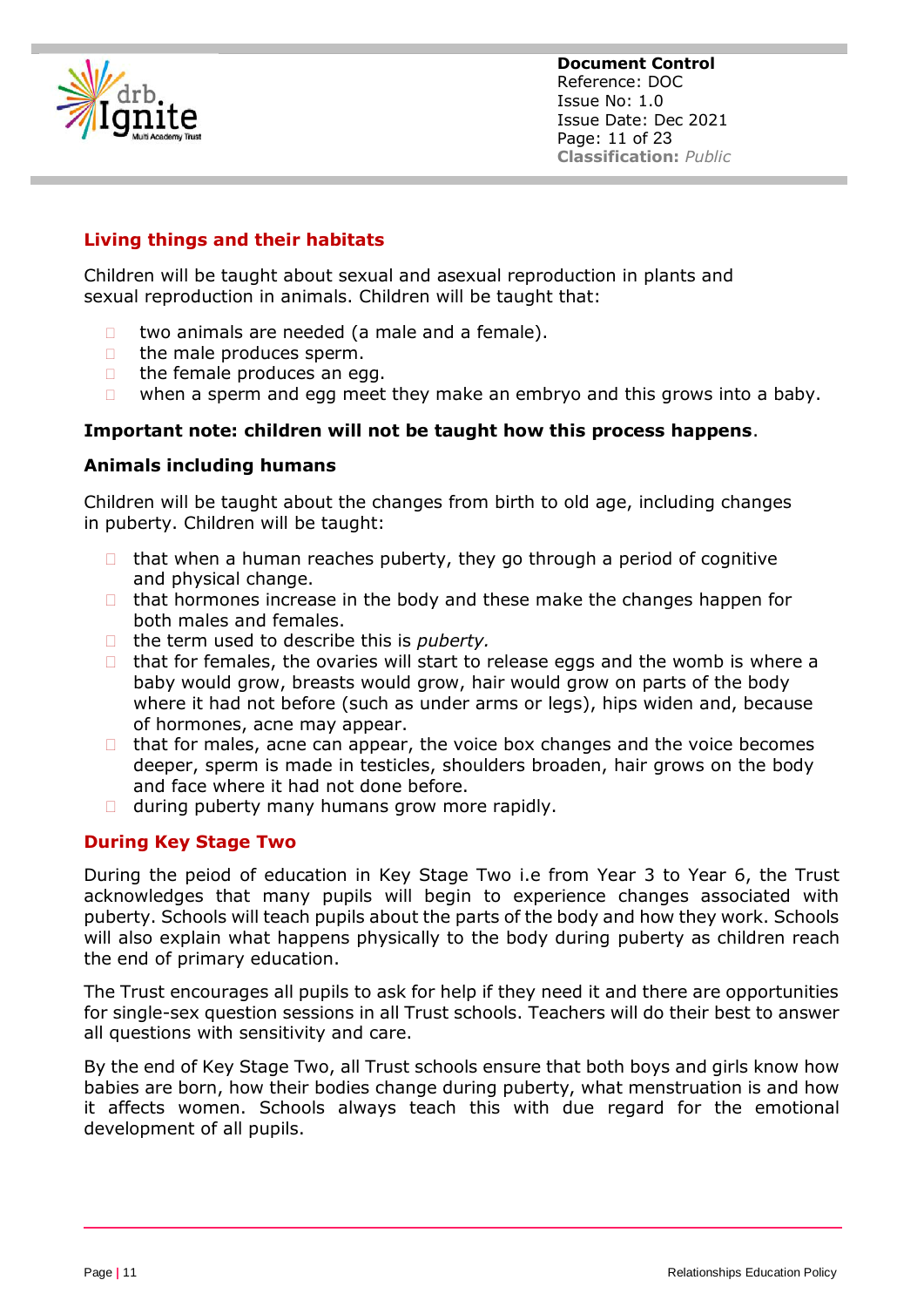## Living things and their habitats

Children will be taught about sexual and asexual reproduction in plants and sexual reproduction in animals. Children will be taught that:

- two animals are needed (a male and a female).
- the male produces sperm.
- the female produces an egg.
- when a sperm and egg meet they make an embryo and this grows into a baby.

**Important note: children will not be taught how this process happens**.

### Animals including humans

Children will be taught about the changes from birth to old age, including changes in puberty. Children will be taught:

- that when a human reaches puberty, they go through a period of cognitive and physical change.
- that hormones increase in the body and these make the changes happen for both males and females.
- the term used to describe this is *puberty.*
- that for females, the ovaries will start to release eggs and the womb is where a baby would grow, breasts would grow, hair would grow on parts of the body where it had not before (such as under arms or legs), hips widen and, because of hormones, acne may appear.
- that for males, acne can appear, the voice box changes and the voice becomes deeper, sperm is made in testicles, shoulders broaden, hair grows on the body and face where it had not done before.
- during puberty many humans grow more rapidly.

## During Key Stage Two

During the peiod of education in Key Stage Two i.e from Year 3 to Year 6, the Trust acknowledges that many pupils will begin to experience changes associated with puberty. Schools will teach pupils about the parts of the body and how they work. Schools will also explain what happens physically to the body during puberty as children reach the end of primary education.

The Trust encourages all pupils to ask for help if they need it and there are opportunities for single-sex question sessions in all Trust schools. Teachers will do their best to answer all questions with sensitivity and care.

By the end of Key Stage Two, all Trust schools ensure that both boys and girls know how babies are born, how their bodies change during puberty, what menstruation is and how it affects women. Schools always teach this with due regard for the emotional development of all pupils.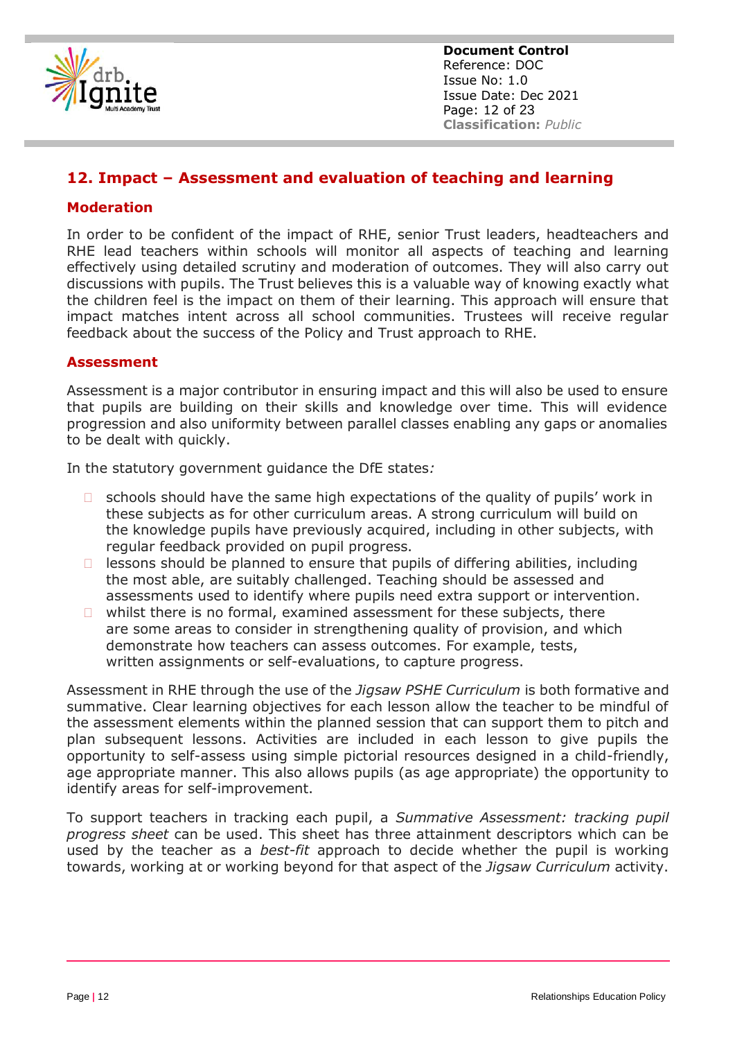## 12. Impact – Assessment and evaluation of teaching and learning

### Moderation

In order to be confident of the impact of RHE, senior Trust leaders, headteachers and RHE lead teachers within schools will monitor all aspects of teaching and learning effectively using detailed scrutiny and moderation of outcomes. They will also carry out discussions with pupils. The Trust believes this is a valuable way of knowing exactly what the children feel is the impact on them of their learning. This approach will ensure that impact matches intent across all school communities. Trustees will receive regular feedback about the success of the Policy and Trust approach to RHE.

### Assessment

Assessment is a major contributor in ensuring impact and this will also be used to ensure that pupils are building on their skills and knowledge over time. This will evidence progression and also uniformity between parallel classes enabling any gaps or anomalies to be dealt with quickly.

In the statutory government guidance the DfE states*:*

- schools should have the same high expectations of the quality of pupils' work in these subjects as for other curriculum areas. A strong curriculum will build on the knowledge pupils have previously acquired, including in other subjects, with regular feedback provided on pupil progress.
- lessons should be planned to ensure that pupils of differing abilities, including the most able, are suitably challenged. Teaching should be assessed and assessments used to identify where pupils need extra support or intervention.
- whilst there is no formal, examined assessment for these subjects, there are some areas to consider in strengthening quality of provision, and which demonstrate how teachers can assess outcomes. For example, tests, written assignments or self-evaluations, to capture progress.

Assessment in RHE through the use of the *Jigsaw PSHE Curriculum* is both formative and summative. Clear learning objectives for each lesson allow the teacher to be mindful of the assessment elements within the planned session that can support them to pitch and plan subsequent lessons. Activities are included in each lesson to give pupils the opportunity to self-assess using simple pictorial resources designed in a child-friendly, age appropriate manner. This also allows pupils (as age appropriate) the opportunity to identify areas for self-improvement.

To support teachers in tracking each pupil, a *Summative Assessment: tracking pupil progress sheet* can be used. This sheet has three attainment descriptors which can be used by the teacher as a *best-fit* approach to decide whether the pupil is working towards, working at or working beyond for that aspect of the *Jigsaw Curriculum* activity.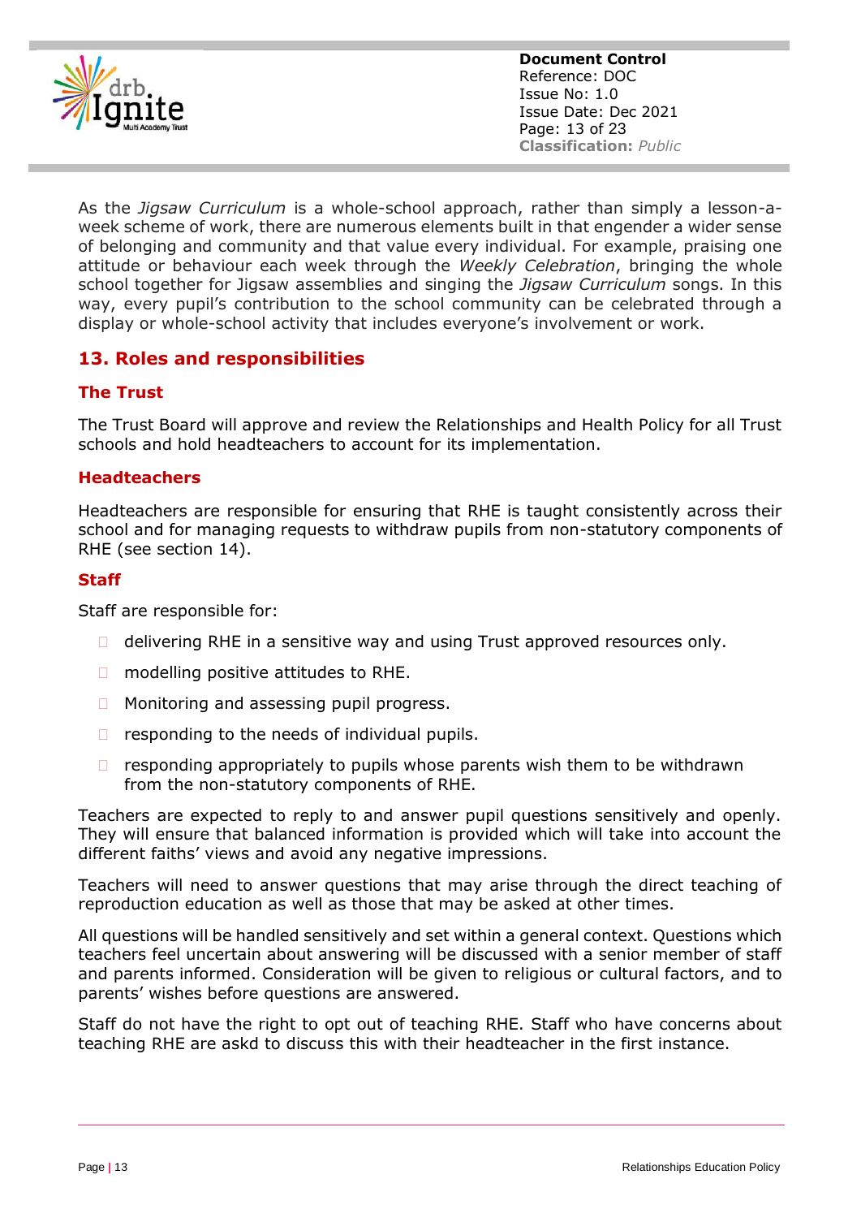As the *Jigsaw Curriculum* is a whole-school approach, rather than simply a lesson-a-week scheme of work, there are numerous elements built in that engender a wider sense of belonging and community and that value every individual. For example, praising one attitude or behaviour each week through the *Weekly Celebration*, bringing the whole school together for Jigsaw assemblies and singing the *Jigsaw Curriculum* songs. In this way, every pupil's contribution to the school community can be celebrated through a display or whole-school activity that includes everyone's involvement or work.

## 13. Roles and responsibilities

### The Trust

The Trust Board will approve and review the Relationships and Health Policy for all Trust schools and hold headteachers to account for its implementation.

### Headteachers

Headteachers are responsible for ensuring that RHE is taught consistently across their school and for managing requests to withdraw pupils from non-statutory components of RHE (see section 14).

### Staff

Staff are responsible for:

- delivering RHE in a sensitive way and using Trust approved resources only.
- modelling positive attitudes to RHE.
- Monitoring and assessing pupil progress.
- responding to the needs of individual pupils.
- responding appropriately to pupils whose parents wish them to be withdrawn from the non-statutory components of RHE.

Teachers are expected to reply to and answer pupil questions sensitively and openly. They will ensure that balanced information is provided which will take into account the different faiths' views and avoid any negative impressions.

Teachers will need to answer questions that may arise through the direct teaching of reproduction education as well as those that may be asked at other times.

All questions will be handled sensitively and set within a general context. Questions which teachers feel uncertain about answering will be discussed with a senior member of staff and parents informed. Consideration will be given to religious or cultural factors, and to parents' wishes before questions are answered.

Staff do not have the right to opt out of teaching RHE. Staff who have concerns about teaching RHE are askd to discuss this with their headteacher in the first instance.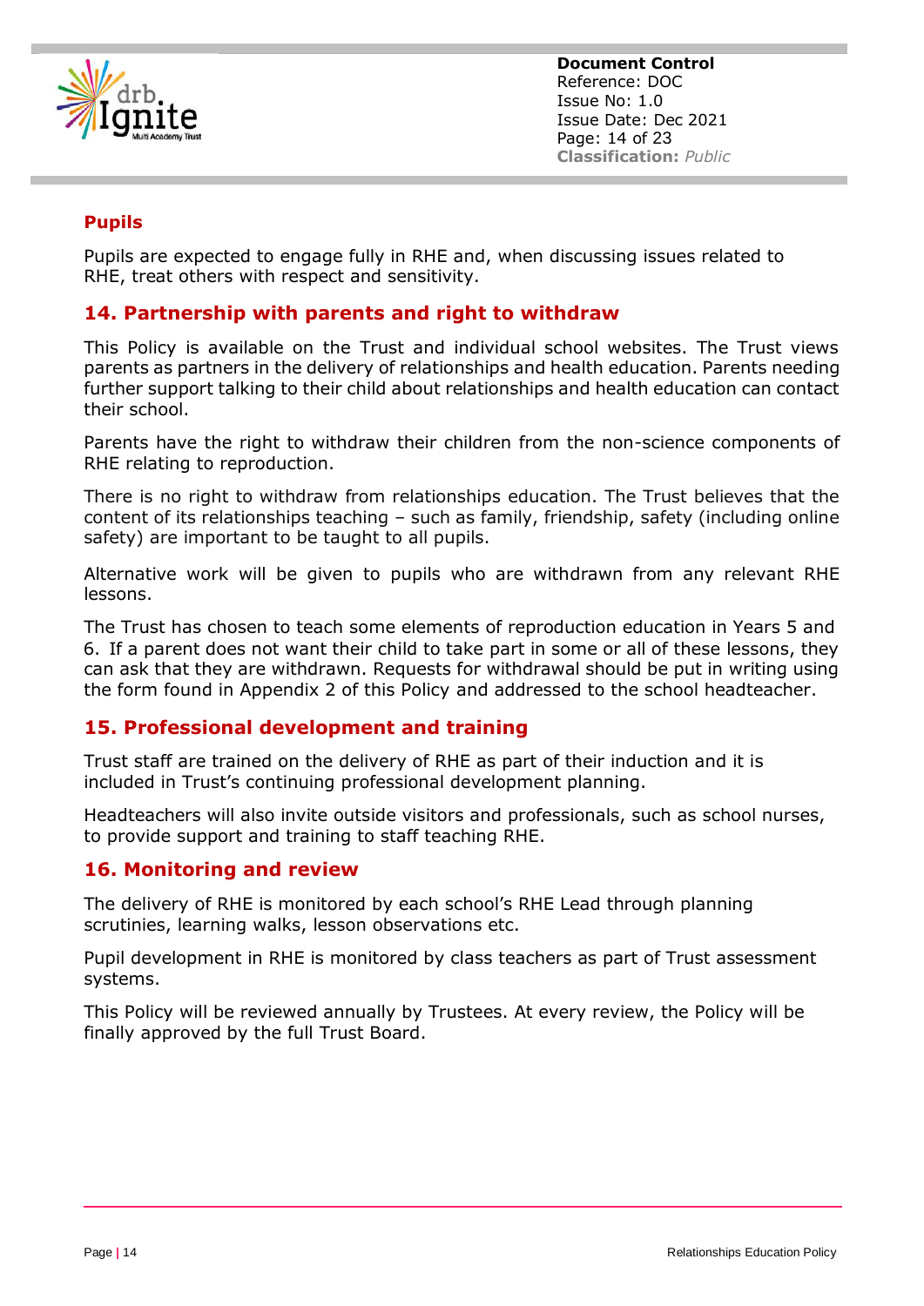### Pupils

Pupils are expected to engage fully in RHE and, when discussing issues related to RHE, treat others with respect and sensitivity.

## 14. Partnership with parents and right to withdraw

This Policy is available on the Trust and individual school websites. The Trust views parents as partners in the delivery of relationships and health education. Parents needing further support talking to their child about relationships and health education can contact their school.

Parents have the right to withdraw their children from the non-science components of RHE relating to reproduction.

There is no right to withdraw from relationships education. The Trust believes that the content of its relationships teaching – such as family, friendship, safety (including online safety) are important to be taught to all pupils.

Alternative work will be given to pupils who are withdrawn from any relevant RHE lessons.

The Trust has chosen to teach some elements of reproduction education in Years 5 and 6. If a parent does not want their child to take part in some or all of these lessons, they can ask that they are withdrawn. Requests for withdrawal should be put in writing using the form found in Appendix 2 of this Policy and addressed to the school headteacher.

## 15. Professional development and training

Trust staff are trained on the delivery of RHE as part of their induction and it is included in Trust's continuing professional development planning.

Headteachers will also invite outside visitors and professionals, such as school nurses, to provide support and training to staff teaching RHE.

## 16. Monitoring and review

The delivery of RHE is monitored by each school's RHE Lead through planning scrutinies, learning walks, lesson observations etc.

Pupil development in RHE is monitored by class teachers as part of Trust assessment systems.

This Policy will be reviewed annually by Trustees. At every review, the Policy will be finally approved by the full Trust Board.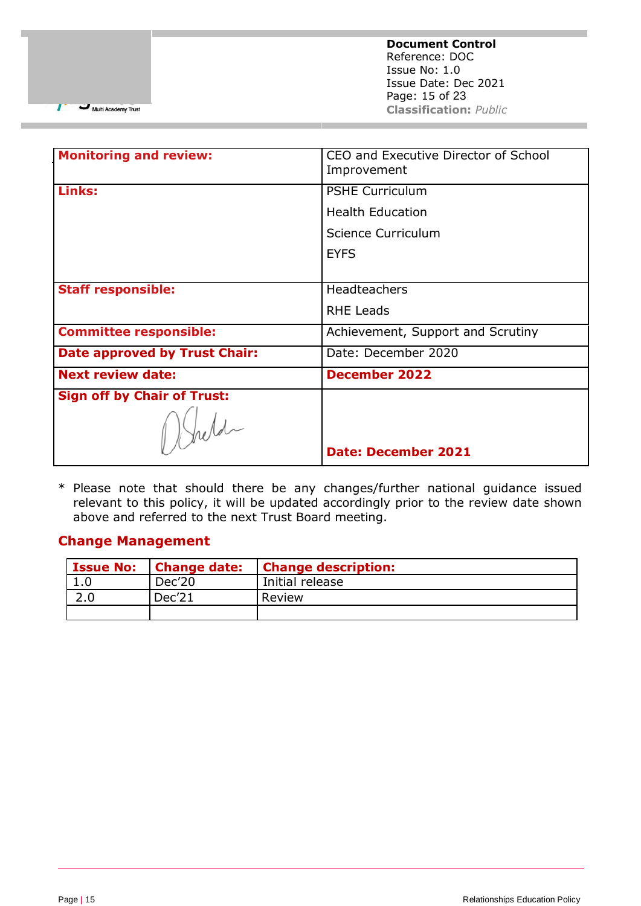| **Monitoring and review:** | CEO and Executive Director of School Improvement |
|---|---|
| **Links:** | PSHE Curriculum<br>Health Education<br>Science Curriculum<br>EYFS |
| **Staff responsible:** | Headteachers<br>RHE Leads |
| **Committee responsible:** | Achievement, Support and Scrutiny |
| **Date approved by Trust Chair:** | Date: December 2020 |
| **Next review date:** | **December 2022** |
| **Sign off by Chair of Trust:** | **Date: December 2021** |

\* Please note that should there be any changes/further national guidance issued relevant to this policy, it will be updated accordingly prior to the review date shown above and referred to the next Trust Board meeting.

## Change Management

| Issue No: | Change date: | Change description: |
|---|---|---|
| 1.0 | Dec'20 | Initial release |
| 2.0 | Dec'21 | Review |
| | | |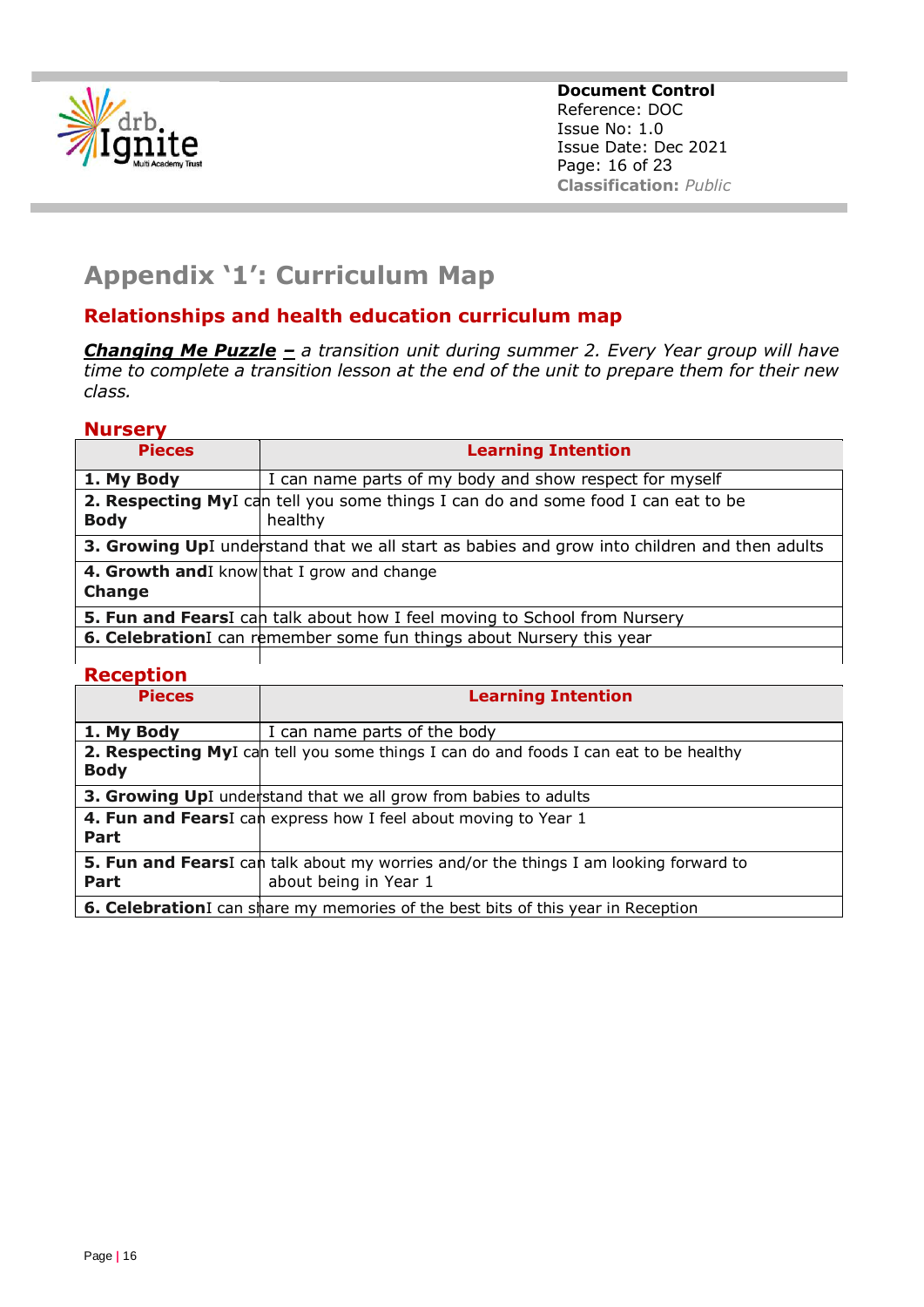# Appendix '1': Curriculum Map

## Relationships and health education curriculum map

***Changing Me Puzzle*** ***–*** *a transition unit during summer 2. Every Year group will have time to complete a transition lesson at the end of the unit to prepare them for their new class.*

### Nursery

| Pieces | Learning Intention |
|---|---|
| **1. My Body** | I can name parts of my body and show respect for myself |
| **2. Respecting My Body** | I can tell you some things I can do and some food I can eat to be healthy |
| **3. Growing Up** | I understand that we all start as babies and grow into children and then adults |
| **4. Growth and Change** | I know that I grow and change |
| **5. Fun and Fears** | I can talk about how I feel moving to School from Nursery |
| **6. Celebration** | I can remember some fun things about Nursery this year |

### Reception

| Pieces | Learning Intention |
|---|---|
| **1. My Body** | I can name parts of the body |
| **2. Respecting My Body** | I can tell you some things I can do and foods I can eat to be healthy |
| **3. Growing Up** | I understand that we all grow from babies to adults |
| **4. Fun and Fears Part** | I can express how I feel about moving to Year 1 |
| **5. Fun and Fears Part** | I can talk about my worries and/or the things I am looking forward to about being in Year 1 |
| **6. Celebration** | I can share my memories of the best bits of this year in Reception |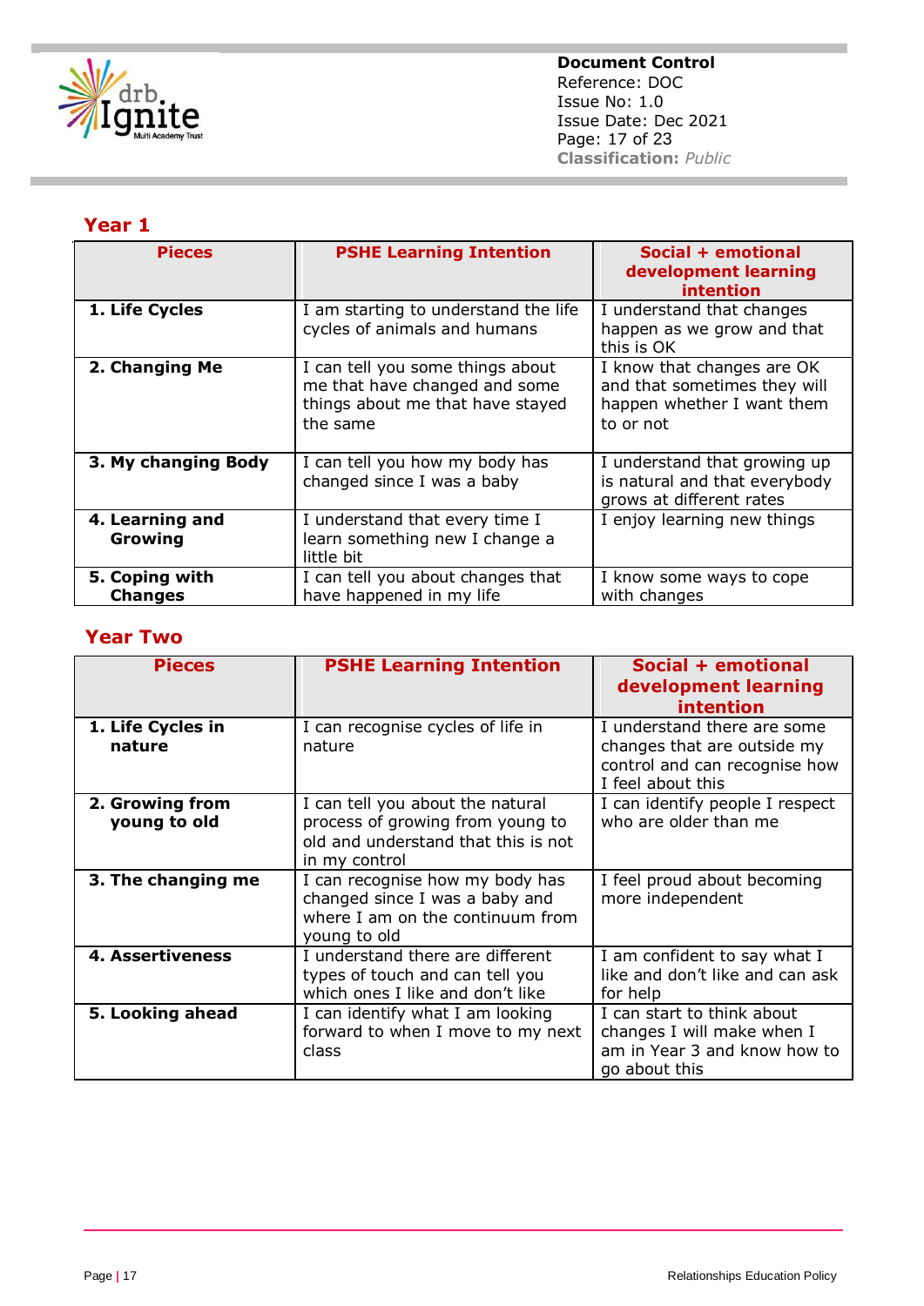## Year 1

| Pieces | PSHE Learning Intention | Social + emotional development learning intention |
|---|---|---|
| **1. Life Cycles** | I am starting to understand the life cycles of animals and humans | I understand that changes happen as we grow and that this is OK |
| **2. Changing Me** | I can tell you some things about me that have changed and some things about me that have stayed the same | I know that changes are OK and that sometimes they will happen whether I want them to or not |
| **3. My changing Body** | I can tell you how my body has changed since I was a baby | I understand that growing up is natural and that everybody grows at different rates |
| **4. Learning and Growing** | I understand that every time I learn something new I change a little bit | I enjoy learning new things |
| **5. Coping with Changes** | I can tell you about changes that have happened in my life | I know some ways to cope with changes |

## Year Two

| Pieces | PSHE Learning Intention | Social + emotional development learning intention |
|---|---|---|
| **1. Life Cycles in nature** | I can recognise cycles of life in nature | I understand there are some changes that are outside my control and can recognise how I feel about this |
| **2. Growing from young to old** | I can tell you about the natural process of growing from young to old and understand that this is not in my control | I can identify people I respect who are older than me |
| **3. The changing me** | I can recognise how my body has changed since I was a baby and where I am on the continuum from young to old | I feel proud about becoming more independent |
| **4. Assertiveness** | I understand there are different types of touch and can tell you which ones I like and don't like | I am confident to say what I like and don't like and can ask for help |
| **5. Looking ahead** | I can identify what I am looking forward to when I move to my next class | I can start to think about changes I will make when I am in Year 3 and know how to go about this |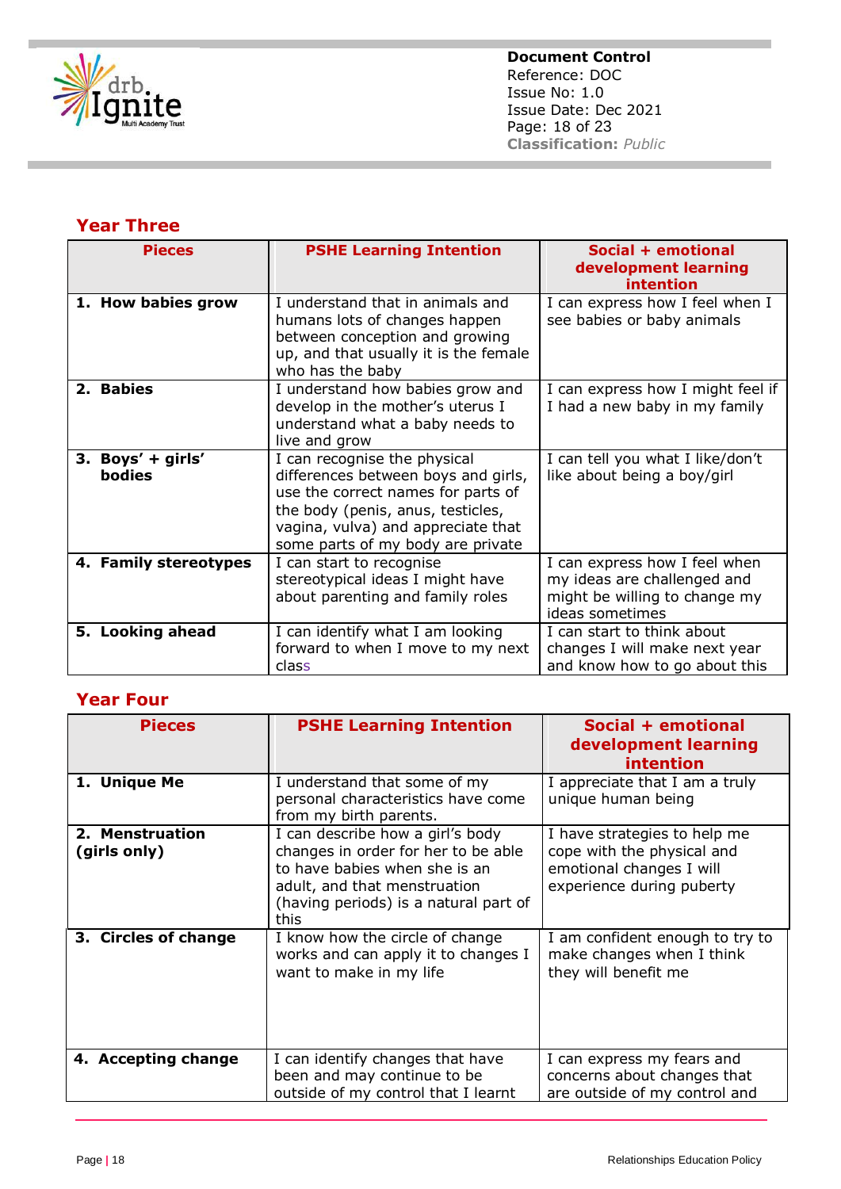## Year Three

| Pieces | PSHE Learning Intention | Social + emotional development learning intention |
|---|---|---|
| 1. **How babies grow** | I understand that in animals and humans lots of changes happen between conception and growing up, and that usually it is the female who has the baby | I can express how I feel when I see babies or baby animals |
| 2. **Babies** | I understand how babies grow and develop in the mother's uterus I understand what a baby needs to live and grow | I can express how I might feel if I had a new baby in my family |
| 3. **Boys' + girls' bodies** | I can recognise the physical differences between boys and girls, use the correct names for parts of the body (penis, anus, testicles, vagina, vulva) and appreciate that some parts of my body are private | I can tell you what I like/don't like about being a boy/girl |
| 4. **Family stereotypes** | I can start to recognise stereotypical ideas I might have about parenting and family roles | I can express how I feel when my ideas are challenged and might be willing to change my ideas sometimes |
| 5. **Looking ahead** | I can identify what I am looking forward to when I move to my next class | I can start to think about changes I will make next year and know how to go about this |

## Year Four

| Pieces | PSHE Learning Intention | Social + emotional development learning intention |
|---|---|---|
| 1. **Unique Me** | I understand that some of my personal characteristics have come from my birth parents. | I appreciate that I am a truly unique human being |
| 2. **Menstruation (girls only)** | I can describe how a girl's body changes in order for her to be able to have babies when she is an adult, and that menstruation (having periods) is a natural part of this | I have strategies to help me cope with the physical and emotional changes I will experience during puberty |
| 3. **Circles of change** | I know how the circle of change works and can apply it to changes I want to make in my life | I am confident enough to try to make changes when I think they will benefit me |
| 4. **Accepting change** | I can identify changes that have been and may continue to be outside of my control that I learnt | I can express my fears and concerns about changes that are outside of my control and |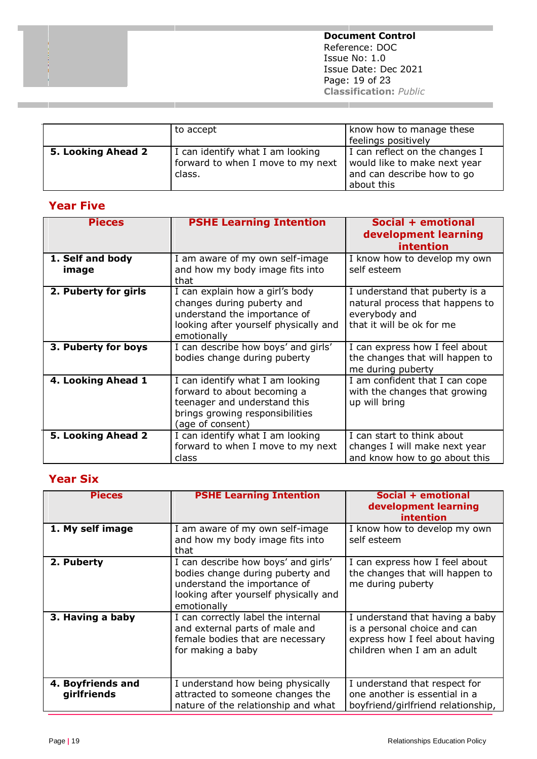|  | to accept | know how to manage these feelings positively |
|---|---|---|
| **5. Looking Ahead 2** | I can identify what I am looking forward to when I move to my next class. | I can reflect on the changes I would like to make next year and can describe how to go about this |

## Year Five

| Pieces | PSHE Learning Intention | Social + emotional development learning intention |
|---|---|---|
| **1. Self and body image** | I am aware of my own self-image and how my body image fits into that | I know how to develop my own self esteem |
| **2. Puberty for girls** | I can explain how a girl's body changes during puberty and understand the importance of looking after yourself physically and emotionally | I understand that puberty is a natural process that happens to everybody and that it will be ok for me |
| **3. Puberty for boys** | I can describe how boys' and girls' bodies change during puberty | I can express how I feel about the changes that will happen to me during puberty |
| **4. Looking Ahead 1** | I can identify what I am looking forward to about becoming a teenager and understand this brings growing responsibilities (age of consent) | I am confident that I can cope with the changes that growing up will bring |
| **5. Looking Ahead 2** | I can identify what I am looking forward to when I move to my next class | I can start to think about changes I will make next year and know how to go about this |

## Year Six

| Pieces | PSHE Learning Intention | Social + emotional development learning intention |
|---|---|---|
| **1. My self image** | I am aware of my own self-image and how my body image fits into that | I know how to develop my own self esteem |
| **2. Puberty** | I can describe how boys' and girls' bodies change during puberty and understand the importance of looking after yourself physically and emotionally | I can express how I feel about the changes that will happen to me during puberty |
| **3. Having a baby** | I can correctly label the internal and external parts of male and female bodies that are necessary for making a baby | I understand that having a baby is a personal choice and can express how I feel about having children when I am an adult |
| **4. Boyfriends and girlfriends** | I understand how being physically attracted to someone changes the nature of the relationship and what | I understand that respect for one another is essential in a boyfriend/girlfriend relationship, |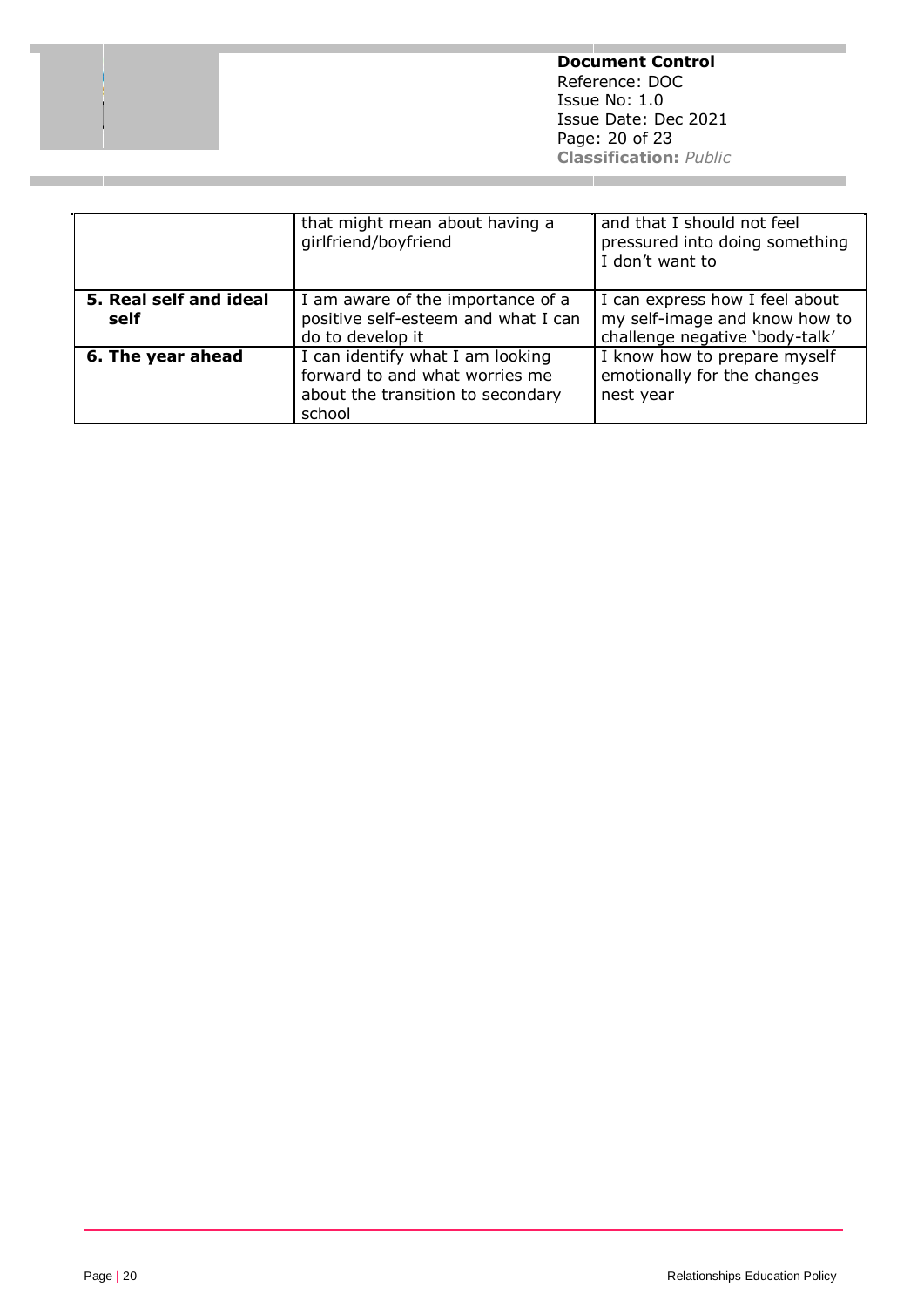|  |  |  |
|---|---|---|
|  | that might mean about having a girlfriend/boyfriend | and that I should not feel pressured into doing something I don't want to |
| **5. Real self and ideal self** | I am aware of the importance of a positive self-esteem and what I can do to develop it | I can express how I feel about my self-image and know how to challenge negative 'body-talk' |
| **6. The year ahead** | I can identify what I am looking forward to and what worries me about the transition to secondary school | I know how to prepare myself emotionally for the changes nest year |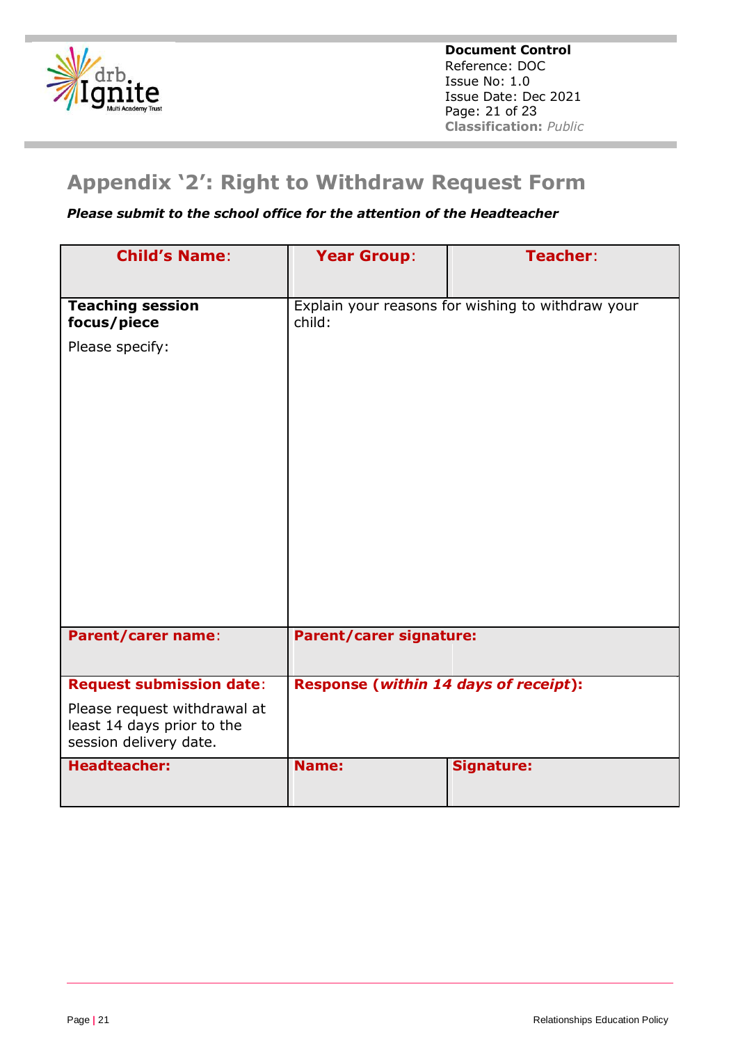## Appendix '2': Right to Withdraw Request Form

***Please submit to the school office for the attention of the Headteacher***

| | | |
|---|---|---|
| **Child's Name**: | **Year Group**: | **Teacher**: |
| **Teaching session focus/piece**<br><br>Please specify: | Explain your reasons for wishing to withdraw your child: | |
| **Parent/carer name**: | **Parent/carer signature:** | |
| **Request submission date**:<br><br>Please request withdrawal at least 14 days prior to the session delivery date. | **Response (*within 14 days of receipt*):** | |
| **Headteacher:** | **Name:** | **Signature:** |